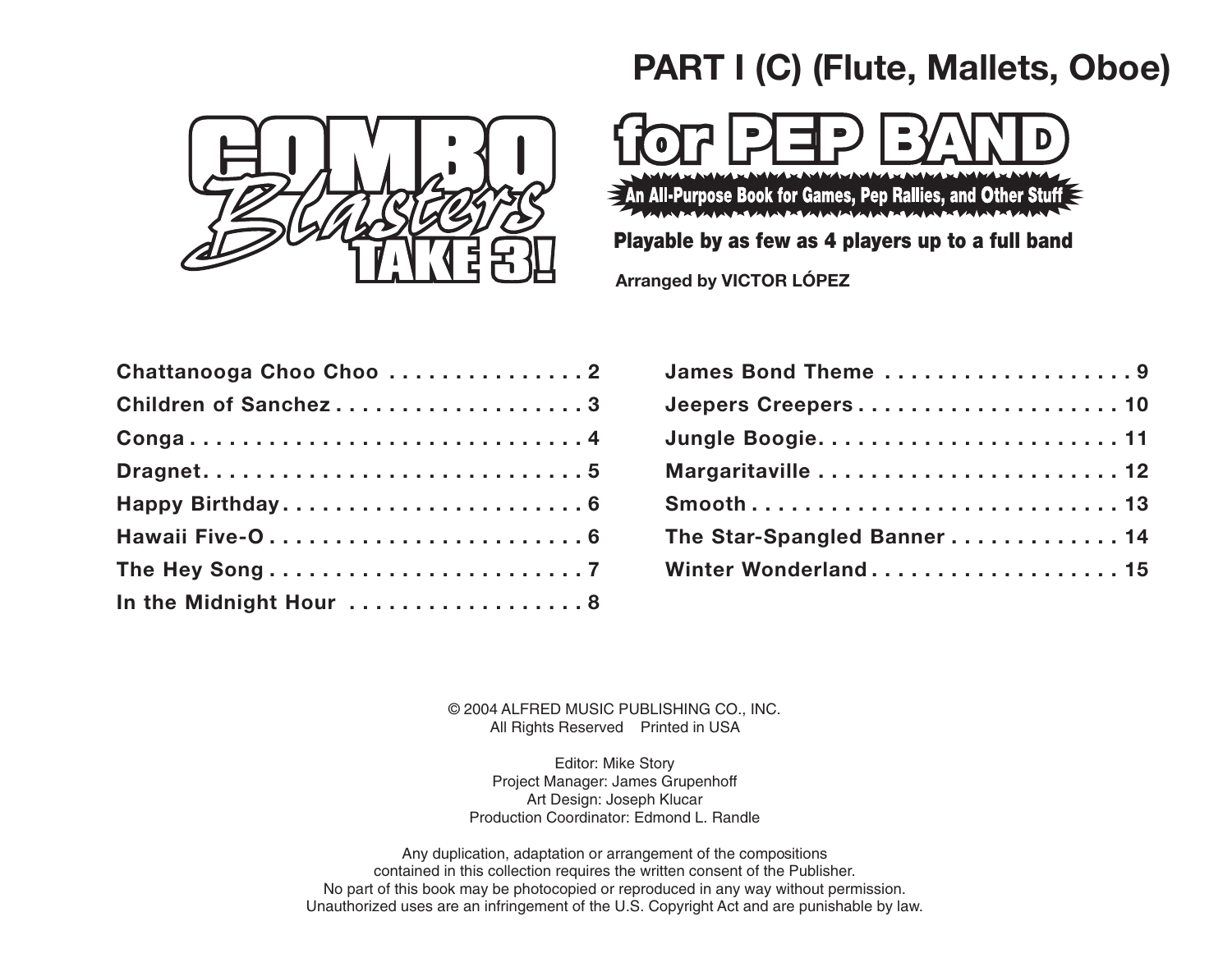## PART I (C) (Flute, Mallets, Oboe)

# COMBO Blasters TAKE 3!

# for PEP BAND

**An All-Purpose Book for Games, Pep Rallies, and Other Stuff**

**Playable by as few as 4 players up to a full band**

**Arranged by VICTOR LÓPEZ**

**Chattanooga Choo Choo** . . . . . . . . . . . . . . . 2
**Children of Sanchez** . . . . . . . . . . . . . . . . . . 3
**Conga** . . . . . . . . . . . . . . . . . . . . . . . . . . . . 4
**Dragnet** . . . . . . . . . . . . . . . . . . . . . . . . . . . 5
**Happy Birthday** . . . . . . . . . . . . . . . . . . . . . 6
**Hawaii Five-O** . . . . . . . . . . . . . . . . . . . . . . 6
**The Hey Song** . . . . . . . . . . . . . . . . . . . . . . 7
**In the Midnight Hour** . . . . . . . . . . . . . . . . . 8
**James Bond Theme** . . . . . . . . . . . . . . . . . . 9
**Jeepers Creepers** . . . . . . . . . . . . . . . . . . . 10
**Jungle Boogie** . . . . . . . . . . . . . . . . . . . . . 11
**Margaritaville** . . . . . . . . . . . . . . . . . . . . . . 12
**Smooth** . . . . . . . . . . . . . . . . . . . . . . . . . . . 13
**The Star-Spangled Banner** . . . . . . . . . . . . 14
**Winter Wonderland** . . . . . . . . . . . . . . . . . . 15

© 2004 ALFRED MUSIC PUBLISHING CO., INC.
All Rights Reserved Printed in USA

Editor: Mike Story
Project Manager: James Grupenhoff
Art Design: Joseph Klucar
Production Coordinator: Edmond L. Randle

Any duplication, adaptation or arrangement of the compositions
contained in this collection requires the written consent of the Publisher.
No part of this book may be photocopied or reproduced in any way without permission.
Unauthorized uses are an infringement of the U.S. Copyright Act and are punishable by law.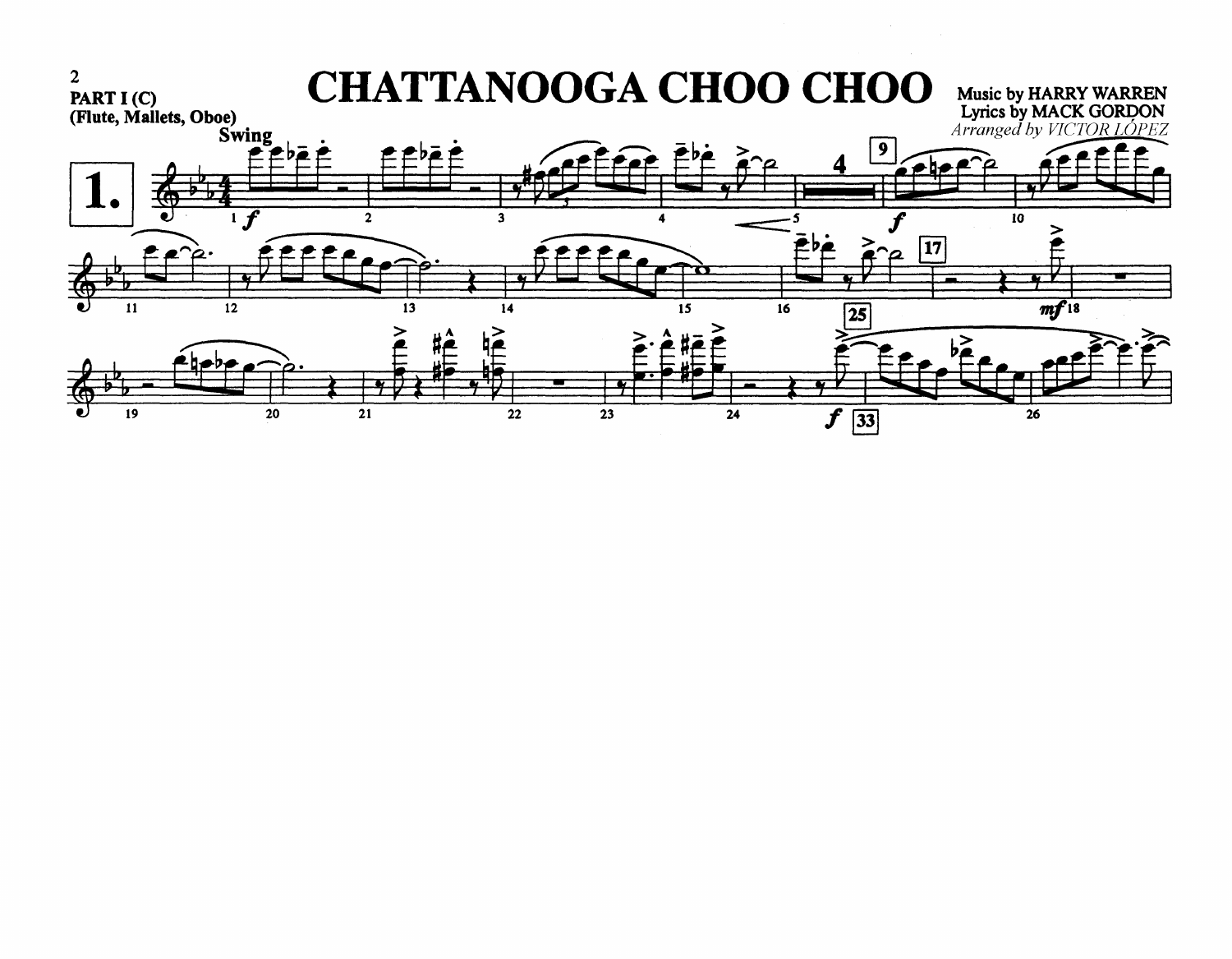PART I (C)
(Flute, Mallets, Oboe)

# CHATTANOOGA CHOO CHOO

Music by HARRY WARREN
Lyrics by MACK GORDON
*Arranged by VICTOR LÓPEZ*

Swing

1.